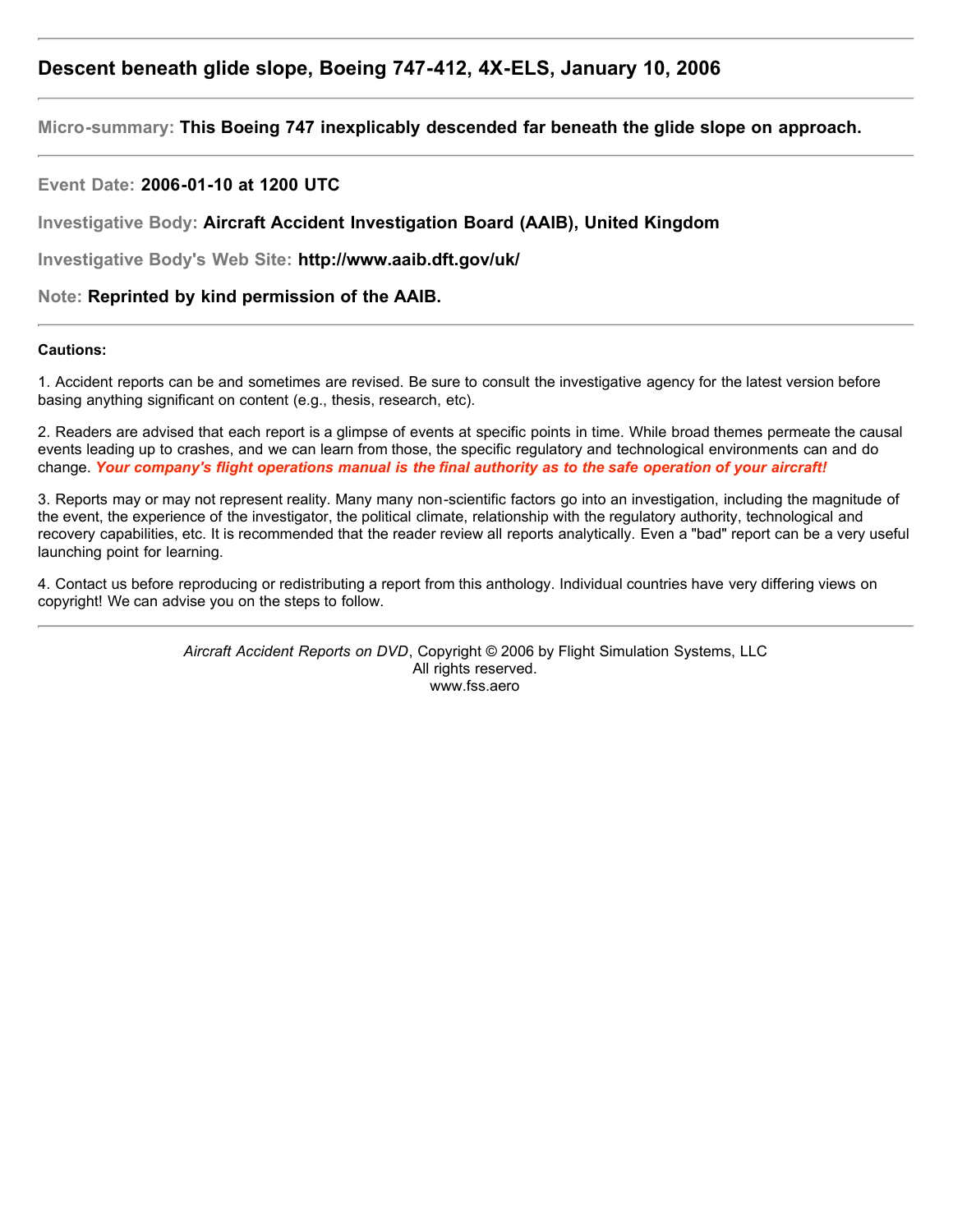# Descent beneath glide slope, Boeing 747-412, 4X-ELS, January 10, 2006

---

**Micro-summary:** **This Boeing 747 inexplicably descended far beneath the glide slope on approach.**

---

**Event Date:** **2006-01-10 at 1200 UTC**

**Investigative Body:** **Aircraft Accident Investigation Board (AAIB), United Kingdom**

**Investigative Body's Web Site:** **http://www.aaib.dft.gov/uk/**

**Note:** **Reprinted by kind permission of the AAIB.**

---

**Cautions:**

1. Accident reports can be and sometimes are revised. Be sure to consult the investigative agency for the latest version before basing anything significant on content (e.g., thesis, research, etc).

2. Readers are advised that each report is a glimpse of events at specific points in time. While broad themes permeate the causal events leading up to crashes, and we can learn from those, the specific regulatory and technological environments can and do change. ***Your company's flight operations manual is the final authority as to the safe operation of your aircraft!***

3. Reports may or may not represent reality. Many many non-scientific factors go into an investigation, including the magnitude of the event, the experience of the investigator, the political climate, relationship with the regulatory authority, technological and recovery capabilities, etc. It is recommended that the reader review all reports analytically. Even a "bad" report can be a very useful launching point for learning.

4. Contact us before reproducing or redistributing a report from this anthology. Individual countries have very differing views on copyright! We can advise you on the steps to follow.

---

*Aircraft Accident Reports on DVD*, Copyright © 2006 by Flight Simulation Systems, LLC
All rights reserved.
www.fss.aero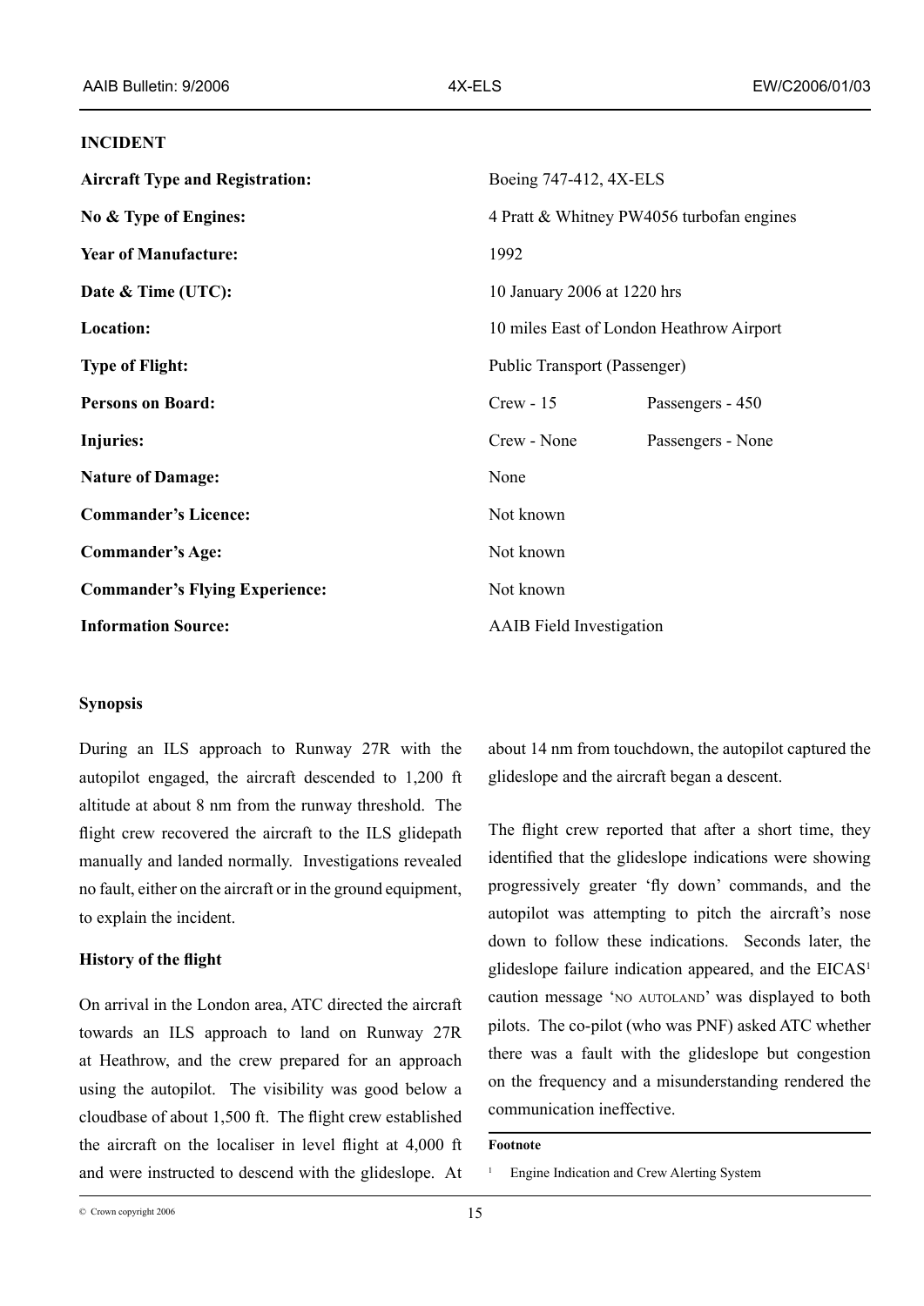## INCIDENT

| | | |
|---|---|---|
| **Aircraft Type and Registration:** | Boeing 747-412, 4X-ELS | |
| **No & Type of Engines:** | 4 Pratt & Whitney PW4056 turbofan engines | |
| **Year of Manufacture:** | 1992 | |
| **Date & Time (UTC):** | 10 January 2006 at 1220 hrs | |
| **Location:** | 10 miles East of London Heathrow Airport | |
| **Type of Flight:** | Public Transport (Passenger) | |
| **Persons on Board:** | Crew - 15 | Passengers - 450 |
| **Injuries:** | Crew - None | Passengers - None |
| **Nature of Damage:** | None | |
| **Commander's Licence:** | Not known | |
| **Commander's Age:** | Not known | |
| **Commander's Flying Experience:** | Not known | |
| **Information Source:** | AAIB Field Investigation | |

### Synopsis

During an ILS approach to Runway 27R with the autopilot engaged, the aircraft descended to 1,200 ft altitude at about 8 nm from the runway threshold. The flight crew recovered the aircraft to the ILS glidepath manually and landed normally. Investigations revealed no fault, either on the aircraft or in the ground equipment, to explain the incident.

### History of the flight

On arrival in the London area, ATC directed the aircraft towards an ILS approach to land on Runway 27R at Heathrow, and the crew prepared for an approach using the autopilot. The visibility was good below a cloudbase of about 1,500 ft. The flight crew established the aircraft on the localiser in level flight at 4,000 ft and were instructed to descend with the glideslope. At about 14 nm from touchdown, the autopilot captured the glideslope and the aircraft began a descent.

The flight crew reported that after a short time, they identified that the glideslope indications were showing progressively greater 'fly down' commands, and the autopilot was attempting to pitch the aircraft's nose down to follow these indications. Seconds later, the glideslope failure indication appeared, and the EICAS[1] caution message 'NO AUTOLAND' was displayed to both pilots. The co-pilot (who was PNF) asked ATC whether there was a fault with the glideslope but congestion on the frequency and a misunderstanding rendered the communication ineffective.

**Footnote**

[1] Engine Indication and Crew Alerting System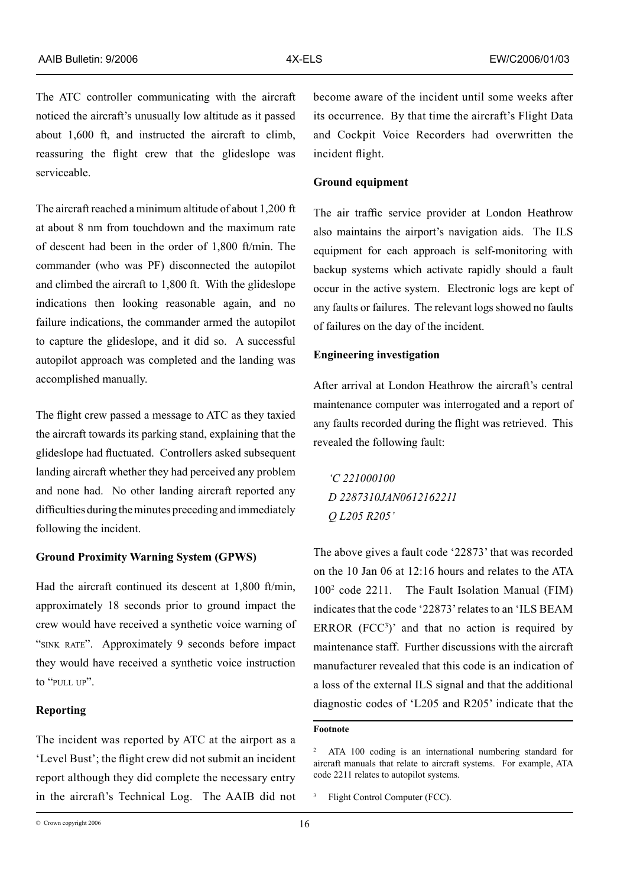The ATC controller communicating with the aircraft noticed the aircraft's unusually low altitude as it passed about 1,600 ft, and instructed the aircraft to climb, reassuring the flight crew that the glideslope was serviceable.

The aircraft reached a minimum altitude of about 1,200 ft at about 8 nm from touchdown and the maximum rate of descent had been in the order of 1,800 ft/min. The commander (who was PF) disconnected the autopilot and climbed the aircraft to 1,800 ft. With the glideslope indications then looking reasonable again, and no failure indications, the commander armed the autopilot to capture the glideslope, and it did so. A successful autopilot approach was completed and the landing was accomplished manually.

The flight crew passed a message to ATC as they taxied the aircraft towards its parking stand, explaining that the glideslope had fluctuated. Controllers asked subsequent landing aircraft whether they had perceived any problem and none had. No other landing aircraft reported any difficulties during the minutes preceding and immediately following the incident.

**Ground Proximity Warning System (GPWS)**

Had the aircraft continued its descent at 1,800 ft/min, approximately 18 seconds prior to ground impact the crew would have received a synthetic voice warning of "SINK RATE". Approximately 9 seconds before impact they would have received a synthetic voice instruction to "PULL UP".

**Reporting**

The incident was reported by ATC at the airport as a 'Level Bust'; the flight crew did not submit an incident report although they did complete the necessary entry in the aircraft's Technical Log. The AAIB did not become aware of the incident until some weeks after its occurrence. By that time the aircraft's Flight Data and Cockpit Voice Recorders had overwritten the incident flight.

**Ground equipment**

The air traffic service provider at London Heathrow also maintains the airport's navigation aids. The ILS equipment for each approach is self-monitoring with backup systems which activate rapidly should a fault occur in the active system. Electronic logs are kept of any faults or failures. The relevant logs showed no faults of failures on the day of the incident.

**Engineering investigation**

After arrival at London Heathrow the aircraft's central maintenance computer was interrogated and a report of any faults recorded during the flight was retrieved. This revealed the following fault:

> *'C 221000100*
> *D 2287310JAN0612162211*
> *Q L205 R205'*

The above gives a fault code '22873' that was recorded on the 10 Jan 06 at 12:16 hours and relates to the ATA 100[2] code 2211. The Fault Isolation Manual (FIM) indicates that the code '22873' relates to an 'ILS BEAM ERROR (FCC[3])' and that no action is required by maintenance staff. Further discussions with the aircraft manufacturer revealed that this code is an indication of a loss of the external ILS signal and that the additional diagnostic codes of 'L205 and R205' indicate that the

**Footnote**

[2] ATA 100 coding is an international numbering standard for aircraft manuals that relate to aircraft systems. For example, ATA code 2211 relates to autopilot systems.

[3] Flight Control Computer (FCC).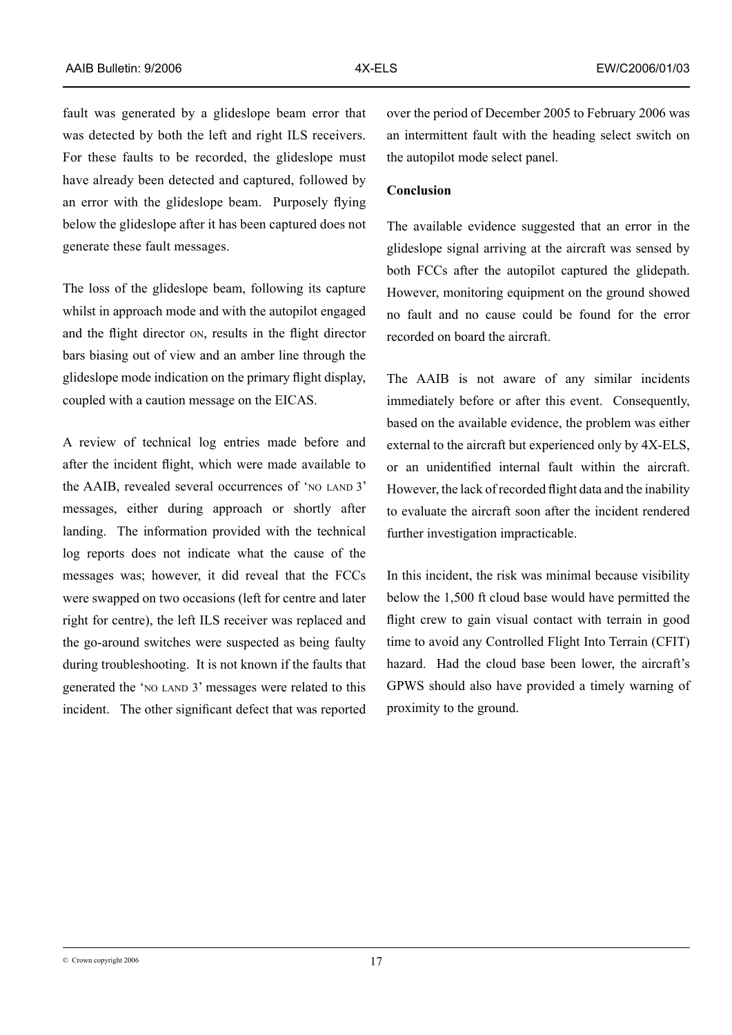fault was generated by a glideslope beam error that was detected by both the left and right ILS receivers. For these faults to be recorded, the glideslope must have already been detected and captured, followed by an error with the glideslope beam. Purposely flying below the glideslope after it has been captured does not generate these fault messages.

The loss of the glideslope beam, following its capture whilst in approach mode and with the autopilot engaged and the flight director ON, results in the flight director bars biasing out of view and an amber line through the glideslope mode indication on the primary flight display, coupled with a caution message on the EICAS.

A review of technical log entries made before and after the incident flight, which were made available to the AAIB, revealed several occurrences of 'NO LAND 3' messages, either during approach or shortly after landing. The information provided with the technical log reports does not indicate what the cause of the messages was; however, it did reveal that the FCCs were swapped on two occasions (left for centre and later right for centre), the left ILS receiver was replaced and the go-around switches were suspected as being faulty during troubleshooting. It is not known if the faults that generated the 'NO LAND 3' messages were related to this incident. The other significant defect that was reported over the period of December 2005 to February 2006 was an intermittent fault with the heading select switch on the autopilot mode select panel.

**Conclusion**

The available evidence suggested that an error in the glideslope signal arriving at the aircraft was sensed by both FCCs after the autopilot captured the glidepath. However, monitoring equipment on the ground showed no fault and no cause could be found for the error recorded on board the aircraft.

The AAIB is not aware of any similar incidents immediately before or after this event. Consequently, based on the available evidence, the problem was either external to the aircraft but experienced only by 4X-ELS, or an unidentified internal fault within the aircraft. However, the lack of recorded flight data and the inability to evaluate the aircraft soon after the incident rendered further investigation impracticable.

In this incident, the risk was minimal because visibility below the 1,500 ft cloud base would have permitted the flight crew to gain visual contact with terrain in good time to avoid any Controlled Flight Into Terrain (CFIT) hazard. Had the cloud base been lower, the aircraft's GPWS should also have provided a timely warning of proximity to the ground.